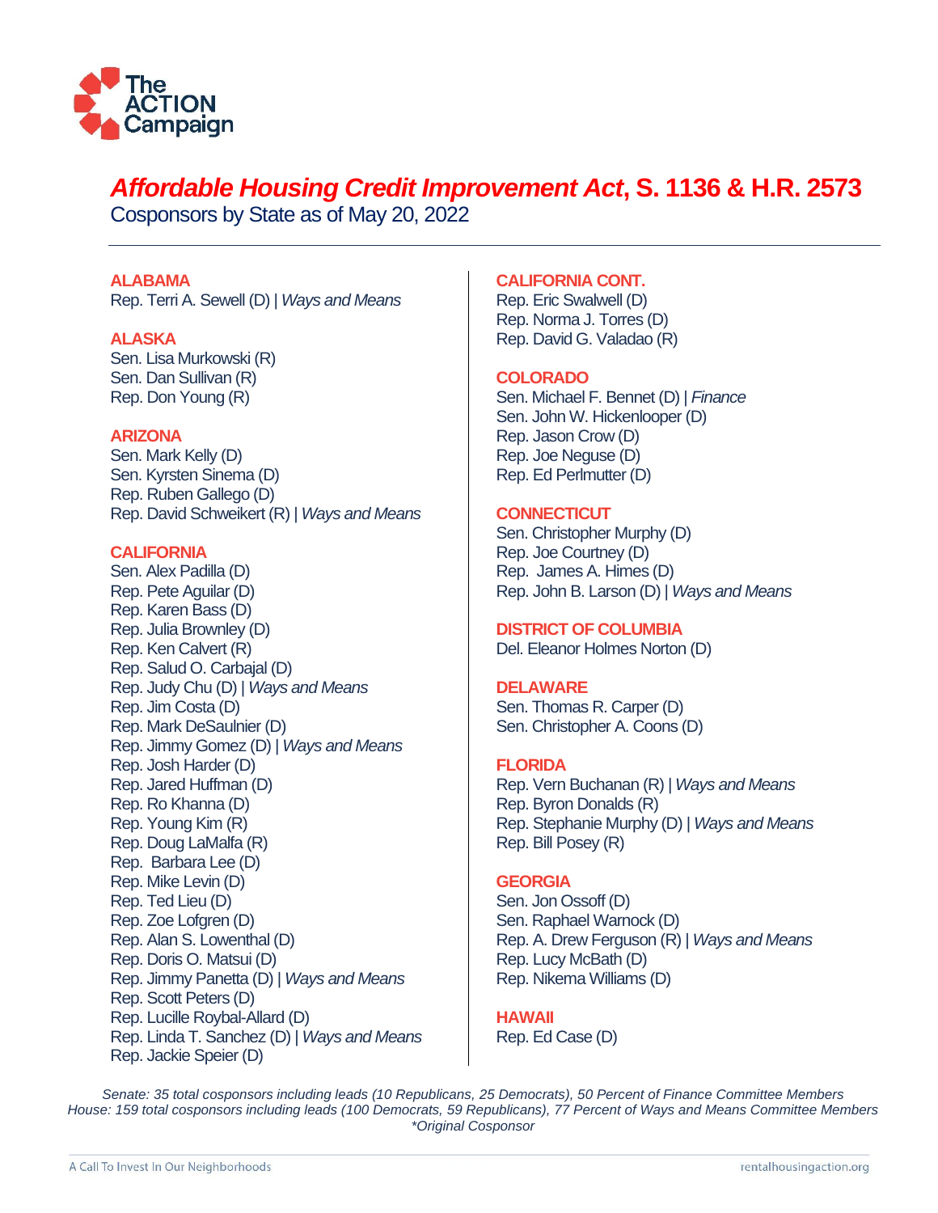The ACTION Campaign

# *Affordable Housing Credit Improvement Act*, S. 1136 & H.R. 2573

Cosponsors by State as of May 20, 2022

**ALABAMA**
Rep. Terri A. Sewell (D) | *Ways and Means*

**ALASKA**
Sen. Lisa Murkowski (R)
Sen. Dan Sullivan (R)
Rep. Don Young (R)

**ARIZONA**
Sen. Mark Kelly (D)
Sen. Kyrsten Sinema (D)
Rep. Ruben Gallego (D)
Rep. David Schweikert (R) | *Ways and Means*

**CALIFORNIA**
Sen. Alex Padilla (D)
Rep. Pete Aguilar (D)
Rep. Karen Bass (D)
Rep. Julia Brownley (D)
Rep. Ken Calvert (R)
Rep. Salud O. Carbajal (D)
Rep. Judy Chu (D) | *Ways and Means*
Rep. Jim Costa (D)
Rep. Mark DeSaulnier (D)
Rep. Jimmy Gomez (D) | *Ways and Means*
Rep. Josh Harder (D)
Rep. Jared Huffman (D)
Rep. Ro Khanna (D)
Rep. Young Kim (R)
Rep. Doug LaMalfa (R)
Rep. Barbara Lee (D)
Rep. Mike Levin (D)
Rep. Ted Lieu (D)
Rep. Zoe Lofgren (D)
Rep. Alan S. Lowenthal (D)
Rep. Doris O. Matsui (D)
Rep. Jimmy Panetta (D) | *Ways and Means*
Rep. Scott Peters (D)
Rep. Lucille Roybal-Allard (D)
Rep. Linda T. Sanchez (D) | *Ways and Means*
Rep. Jackie Speier (D)

**CALIFORNIA CONT.**
Rep. Eric Swalwell (D)
Rep. Norma J. Torres (D)
Rep. David G. Valadao (R)

**COLORADO**
Sen. Michael F. Bennet (D) | *Finance*
Sen. John W. Hickenlooper (D)
Rep. Jason Crow (D)
Rep. Joe Neguse (D)
Rep. Ed Perlmutter (D)

**CONNECTICUT**
Sen. Christopher Murphy (D)
Rep. Joe Courtney (D)
Rep. James A. Himes (D)
Rep. John B. Larson (D) | *Ways and Means*

**DISTRICT OF COLUMBIA**
Del. Eleanor Holmes Norton (D)

**DELAWARE**
Sen. Thomas R. Carper (D)
Sen. Christopher A. Coons (D)

**FLORIDA**
Rep. Vern Buchanan (R) | *Ways and Means*
Rep. Byron Donalds (R)
Rep. Stephanie Murphy (D) | *Ways and Means*
Rep. Bill Posey (R)

**GEORGIA**
Sen. Jon Ossoff (D)
Sen. Raphael Warnock (D)
Rep. A. Drew Ferguson (R) | *Ways and Means*
Rep. Lucy McBath (D)
Rep. Nikema Williams (D)

**HAWAII**
Rep. Ed Case (D)

*Senate: 35 total cosponsors including leads (10 Republicans, 25 Democrats), 50 Percent of Finance Committee Members*
*House: 159 total cosponsors including leads (100 Democrats, 59 Republicans), 77 Percent of Ways and Means Committee Members*
*\*Original Cosponsor*

A Call To Invest In Our Neighborhoods | rentalhousingaction.org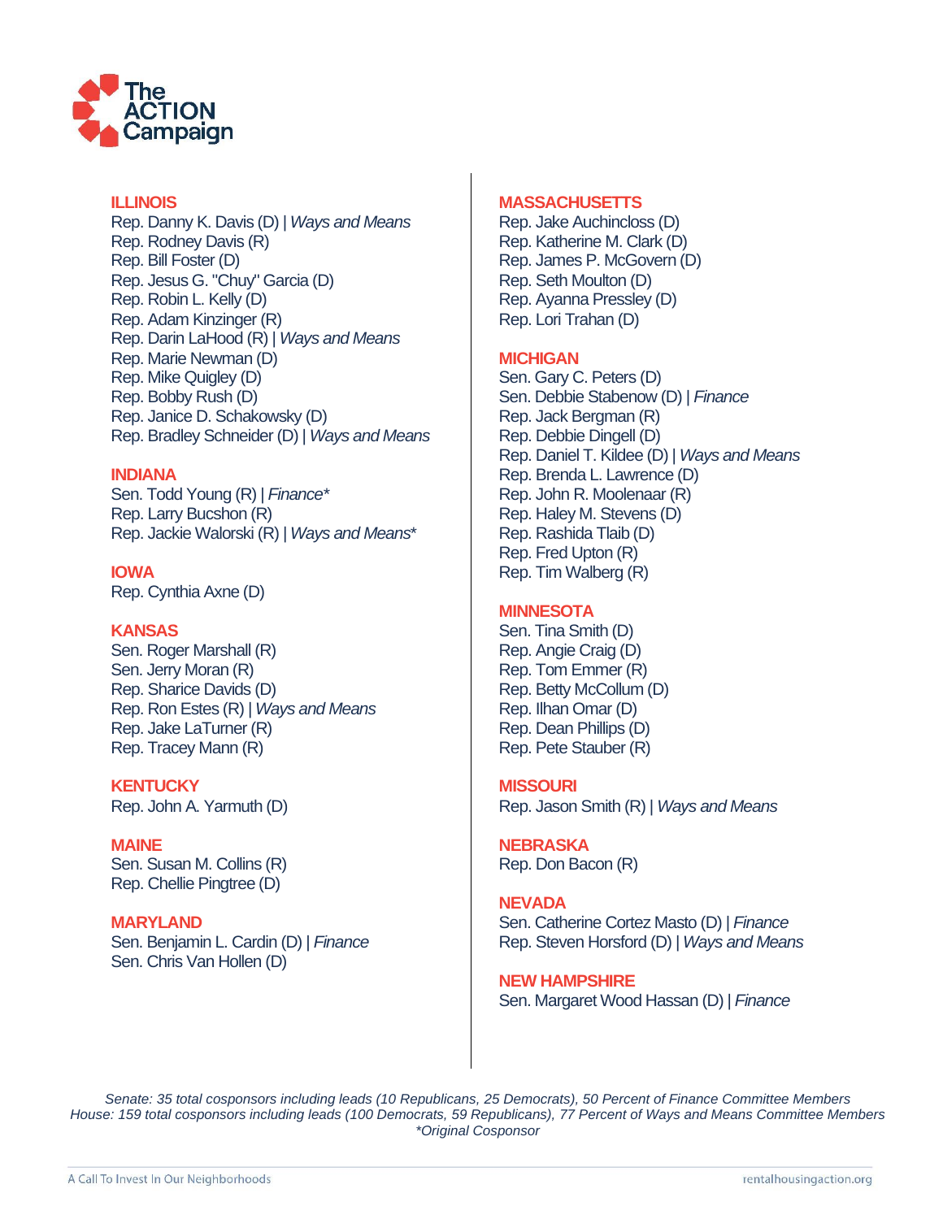## ILLINOIS

Rep. Danny K. Davis (D) | *Ways and Means*
Rep. Rodney Davis (R)
Rep. Bill Foster (D)
Rep. Jesus G. "Chuy" Garcia (D)
Rep. Robin L. Kelly (D)
Rep. Adam Kinzinger (R)
Rep. Darin LaHood (R) | *Ways and Means*
Rep. Marie Newman (D)
Rep. Mike Quigley (D)
Rep. Bobby Rush (D)
Rep. Janice D. Schakowsky (D)
Rep. Bradley Schneider (D) | *Ways and Means*

## INDIANA

Sen. Todd Young (R) | *Finance**
Rep. Larry Bucshon (R)
Rep. Jackie Walorski (R) | *Ways and Means**

## IOWA

Rep. Cynthia Axne (D)

## KANSAS

Sen. Roger Marshall (R)
Sen. Jerry Moran (R)
Rep. Sharice Davids (D)
Rep. Ron Estes (R) | *Ways and Means*
Rep. Jake LaTurner (R)
Rep. Tracey Mann (R)

## KENTUCKY

Rep. John A. Yarmuth (D)

## MAINE

Sen. Susan M. Collins (R)
Rep. Chellie Pingtree (D)

## MARYLAND

Sen. Benjamin L. Cardin (D) | *Finance*
Sen. Chris Van Hollen (D)

## MASSACHUSETTS

Rep. Jake Auchincloss (D)
Rep. Katherine M. Clark (D)
Rep. James P. McGovern (D)
Rep. Seth Moulton (D)
Rep. Ayanna Pressley (D)
Rep. Lori Trahan (D)

## MICHIGAN

Sen. Gary C. Peters (D)
Sen. Debbie Stabenow (D) | *Finance*
Rep. Jack Bergman (R)
Rep. Debbie Dingell (D)
Rep. Daniel T. Kildee (D) | *Ways and Means*
Rep. Brenda L. Lawrence (D)
Rep. John R. Moolenaar (R)
Rep. Haley M. Stevens (D)
Rep. Rashida Tlaib (D)
Rep. Fred Upton (R)
Rep. Tim Walberg (R)

## MINNESOTA

Sen. Tina Smith (D)
Rep. Angie Craig (D)
Rep. Tom Emmer (R)
Rep. Betty McCollum (D)
Rep. Ilhan Omar (D)
Rep. Dean Phillips (D)
Rep. Pete Stauber (R)

## MISSOURI

Rep. Jason Smith (R) | *Ways and Means*

## NEBRASKA

Rep. Don Bacon (R)

## NEVADA

Sen. Catherine Cortez Masto (D) | *Finance*
Rep. Steven Horsford (D) | *Ways and Means*

## NEW HAMPSHIRE

Sen. Margaret Wood Hassan (D) | *Finance*

*Senate: 35 total cosponsors including leads (10 Republicans, 25 Democrats), 50 Percent of Finance Committee Members*
*House: 159 total cosponsors including leads (100 Democrats, 59 Republicans), 77 Percent of Ways and Means Committee Members*
**Original Cosponsor*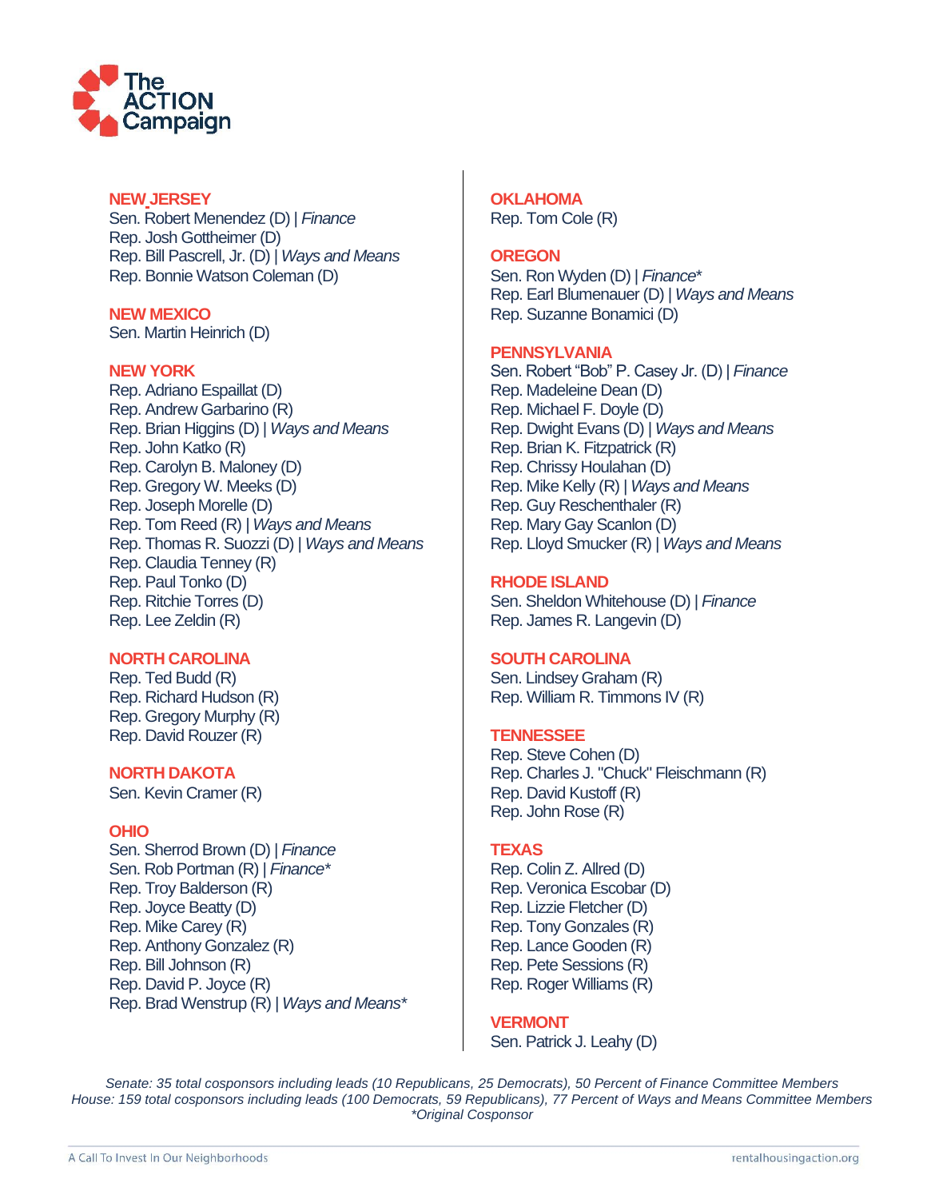## NEW JERSEY

Sen. Robert Menendez (D) | *Finance*
Rep. Josh Gottheimer (D)
Rep. Bill Pascrell, Jr. (D) | *Ways and Means*
Rep. Bonnie Watson Coleman (D)

## NEW MEXICO

Sen. Martin Heinrich (D)

## NEW YORK

Rep. Adriano Espaillat (D)
Rep. Andrew Garbarino (R)
Rep. Brian Higgins (D) | *Ways and Means*
Rep. John Katko (R)
Rep. Carolyn B. Maloney (D)
Rep. Gregory W. Meeks (D)
Rep. Joseph Morelle (D)
Rep. Tom Reed (R) | *Ways and Means*
Rep. Thomas R. Suozzi (D) | *Ways and Means*
Rep. Claudia Tenney (R)
Rep. Paul Tonko (D)
Rep. Ritchie Torres (D)
Rep. Lee Zeldin (R)

## NORTH CAROLINA

Rep. Ted Budd (R)
Rep. Richard Hudson (R)
Rep. Gregory Murphy (R)
Rep. David Rouzer (R)

## NORTH DAKOTA

Sen. Kevin Cramer (R)

## OHIO

Sen. Sherrod Brown (D) | *Finance*
Sen. Rob Portman (R) | *Finance**
Rep. Troy Balderson (R)
Rep. Joyce Beatty (D)
Rep. Mike Carey (R)
Rep. Anthony Gonzalez (R)
Rep. Bill Johnson (R)
Rep. David P. Joyce (R)
Rep. Brad Wenstrup (R) | *Ways and Means**

## OKLAHOMA

Rep. Tom Cole (R)

## OREGON

Sen. Ron Wyden (D) | *Finance**
Rep. Earl Blumenauer (D) | *Ways and Means*
Rep. Suzanne Bonamici (D)

## PENNSYLVANIA

Sen. Robert "Bob" P. Casey Jr. (D) | *Finance*
Rep. Madeleine Dean (D)
Rep. Michael F. Doyle (D)
Rep. Dwight Evans (D) | *Ways and Means*
Rep. Brian K. Fitzpatrick (R)
Rep. Chrissy Houlahan (D)
Rep. Mike Kelly (R) | *Ways and Means*
Rep. Guy Reschenthaler (R)
Rep. Mary Gay Scanlon (D)
Rep. Lloyd Smucker (R) | *Ways and Means*

## RHODE ISLAND

Sen. Sheldon Whitehouse (D) | *Finance*
Rep. James R. Langevin (D)

## SOUTH CAROLINA

Sen. Lindsey Graham (R)
Rep. William R. Timmons IV (R)

## TENNESSEE

Rep. Steve Cohen (D)
Rep. Charles J. "Chuck" Fleischmann (R)
Rep. David Kustoff (R)
Rep. John Rose (R)

## TEXAS

Rep. Colin Z. Allred (D)
Rep. Veronica Escobar (D)
Rep. Lizzie Fletcher (D)
Rep. Tony Gonzales (R)
Rep. Lance Gooden (R)
Rep. Pete Sessions (R)
Rep. Roger Williams (R)

## VERMONT

Sen. Patrick J. Leahy (D)

*Senate: 35 total cosponsors including leads (10 Republicans, 25 Democrats), 50 Percent of Finance Committee Members*
*House: 159 total cosponsors including leads (100 Democrats, 59 Republicans), 77 Percent of Ways and Means Committee Members*
**Original Cosponsor*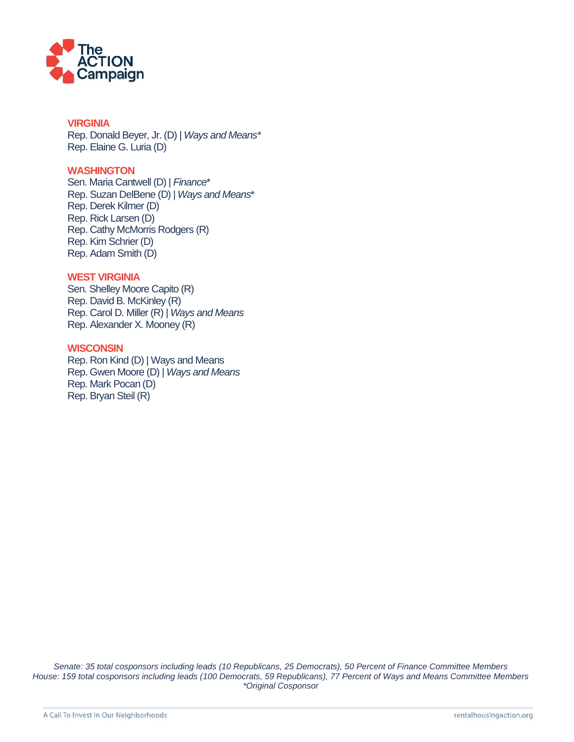**VIRGINIA**

Rep. Donald Beyer, Jr. (D) | *Ways and Means**
Rep. Elaine G. Luria (D)

**WASHINGTON**

Sen. Maria Cantwell (D) | *Finance**
Rep. Suzan DelBene (D) | *Ways and Means**
Rep. Derek Kilmer (D)
Rep. Rick Larsen (D)
Rep. Cathy McMorris Rodgers (R)
Rep. Kim Schrier (D)
Rep. Adam Smith (D)

**WEST VIRGINIA**

Sen. Shelley Moore Capito (R)
Rep. David B. McKinley (R)
Rep. Carol D. Miller (R) | *Ways and Means*
Rep. Alexander X. Mooney (R)

**WISCONSIN**

Rep. Ron Kind (D) | Ways and Means
Rep. Gwen Moore (D) | *Ways and Means*
Rep. Mark Pocan (D)
Rep. Bryan Steil (R)

*Senate: 35 total cosponsors including leads (10 Republicans, 25 Democrats), 50 Percent of Finance Committee Members*
*House: 159 total cosponsors including leads (100 Democrats, 59 Republicans), 77 Percent of Ways and Means Committee Members*
*\*Original Cosponsor*